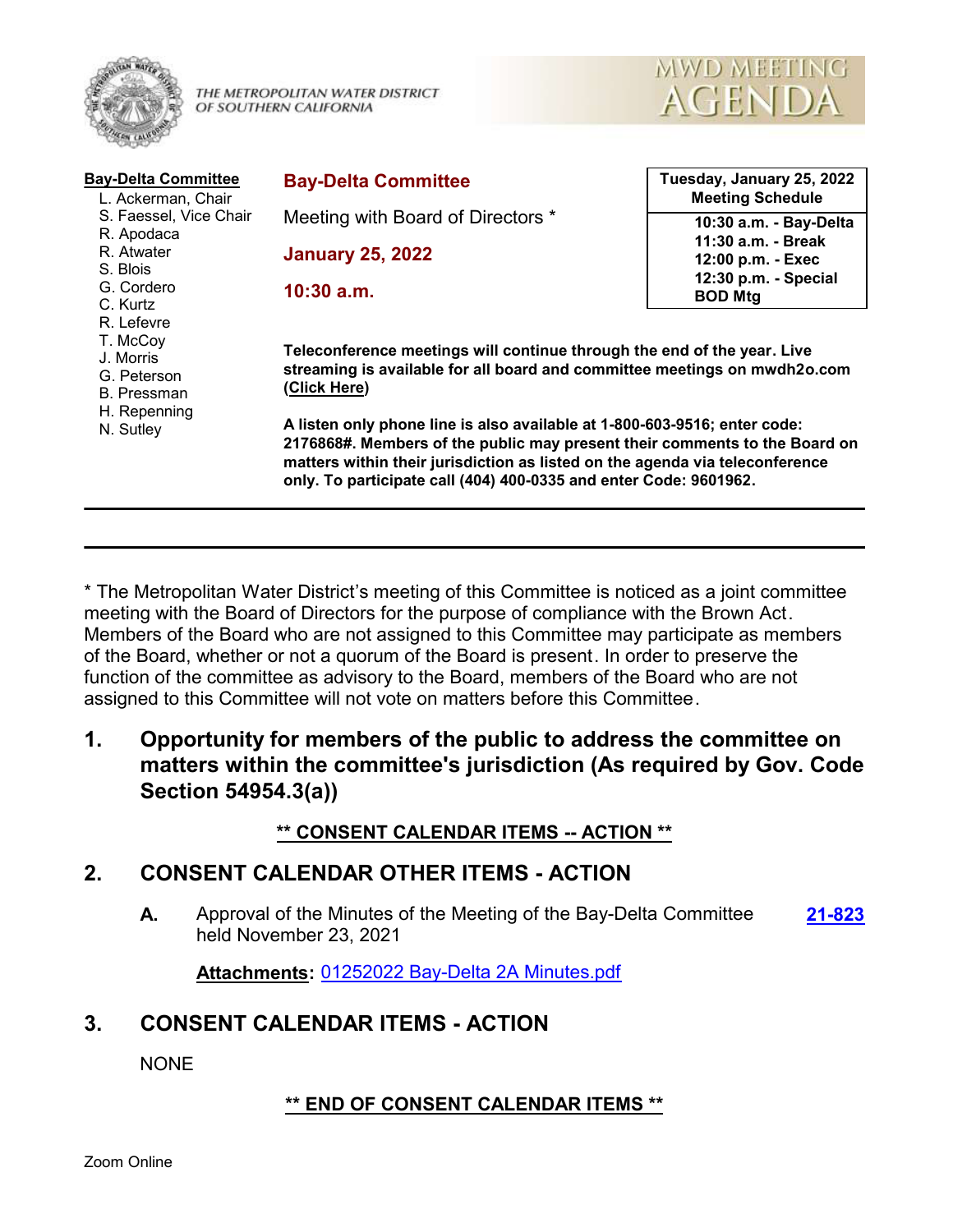THE METROPOLITAN WATER DISTRICT OF SOUTHERN CALIFORNIA

MWD MEETING AGENDA

**Bay-Delta Committee**

- L. Ackerman, Chair
- S. Faessel, Vice Chair
- R. Apodaca
- R. Atwater
- S. Blois
- G. Cordero
- C. Kurtz
- R. Lefevre
- T. McCoy
- J. Morris
- G. Peterson
- B. Pressman
- H. Repenning
- N. Sutley

## Bay-Delta Committee

Meeting with Board of Directors *

**January 25, 2022**

**10:30 a.m.**

| Tuesday, January 25, 2022 Meeting Schedule |
|---|
| 10:30 a.m. - Bay-Delta |
| 11:30 a.m. - Break |
| 12:00 p.m. - Exec |
| 12:30 p.m. - Special BOD Mtg |

**Teleconference meetings will continue through the end of the year. Live streaming is available for all board and committee meetings on mwdh2o.com (Click Here)**

**A listen only phone line is also available at 1-800-603-9516; enter code: 2176868#. Members of the public may present their comments to the Board on matters within their jurisdiction as listed on the agenda via teleconference only. To participate call (404) 400-0335 and enter Code: 9601962.**

---

* The Metropolitan Water District's meeting of this Committee is noticed as a joint committee meeting with the Board of Directors for the purpose of compliance with the Brown Act. Members of the Board who are not assigned to this Committee may participate as members of the Board, whether or not a quorum of the Board is present. In order to preserve the function of the committee as advisory to the Board, members of the Board who are not assigned to this Committee will not vote on matters before this Committee.

## 1. Opportunity for members of the public to address the committee on matters within the committee's jurisdiction (As required by Gov. Code Section 54954.3(a))

**** CONSENT CALENDAR ITEMS -- ACTION ****

## 2. CONSENT CALENDAR OTHER ITEMS - ACTION

**A.** Approval of the Minutes of the Meeting of the Bay-Delta Committee held November 23, 2021 — **21-823**

**Attachments:** 01252022 Bay-Delta 2A Minutes.pdf

## 3. CONSENT CALENDAR ITEMS - ACTION

NONE

**** END OF CONSENT CALENDAR ITEMS ****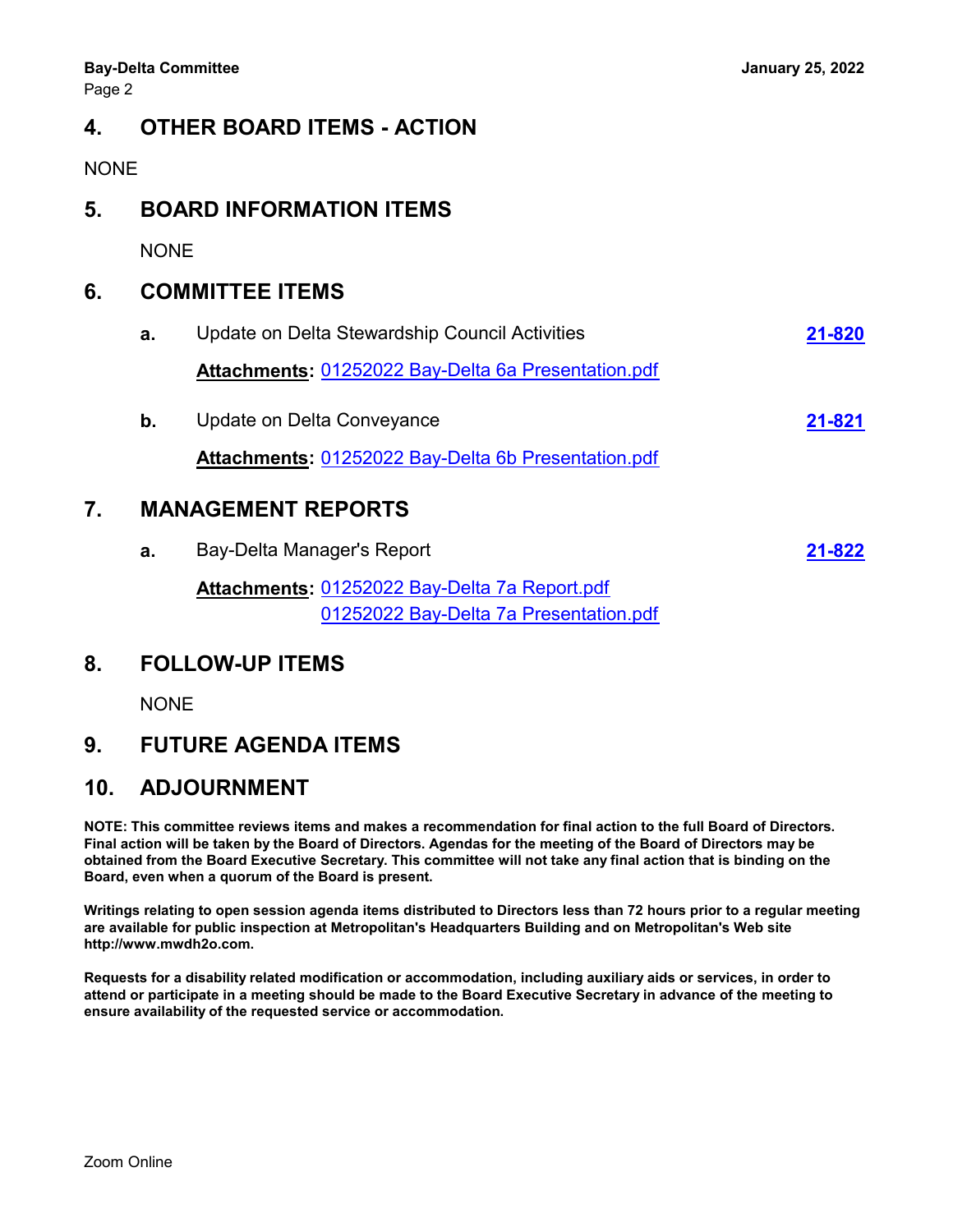## 4. OTHER BOARD ITEMS - ACTION

NONE

## 5. BOARD INFORMATION ITEMS

NONE

## 6. COMMITTEE ITEMS

**a.** Update on Delta Stewardship Council Activities **21-820**

**Attachments:** 01252022 Bay-Delta 6a Presentation.pdf

**b.** Update on Delta Conveyance **21-821**

**Attachments:** 01252022 Bay-Delta 6b Presentation.pdf

## 7. MANAGEMENT REPORTS

**a.** Bay-Delta Manager's Report **21-822**

**Attachments:** 01252022 Bay-Delta 7a Report.pdf
01252022 Bay-Delta 7a Presentation.pdf

## 8. FOLLOW-UP ITEMS

NONE

## 9. FUTURE AGENDA ITEMS

## 10. ADJOURNMENT

**NOTE: This committee reviews items and makes a recommendation for final action to the full Board of Directors. Final action will be taken by the Board of Directors. Agendas for the meeting of the Board of Directors may be obtained from the Board Executive Secretary. This committee will not take any final action that is binding on the Board, even when a quorum of the Board is present.**

**Writings relating to open session agenda items distributed to Directors less than 72 hours prior to a regular meeting are available for public inspection at Metropolitan's Headquarters Building and on Metropolitan's Web site http://www.mwdh2o.com.**

**Requests for a disability related modification or accommodation, including auxiliary aids or services, in order to attend or participate in a meeting should be made to the Board Executive Secretary in advance of the meeting to ensure availability of the requested service or accommodation.**